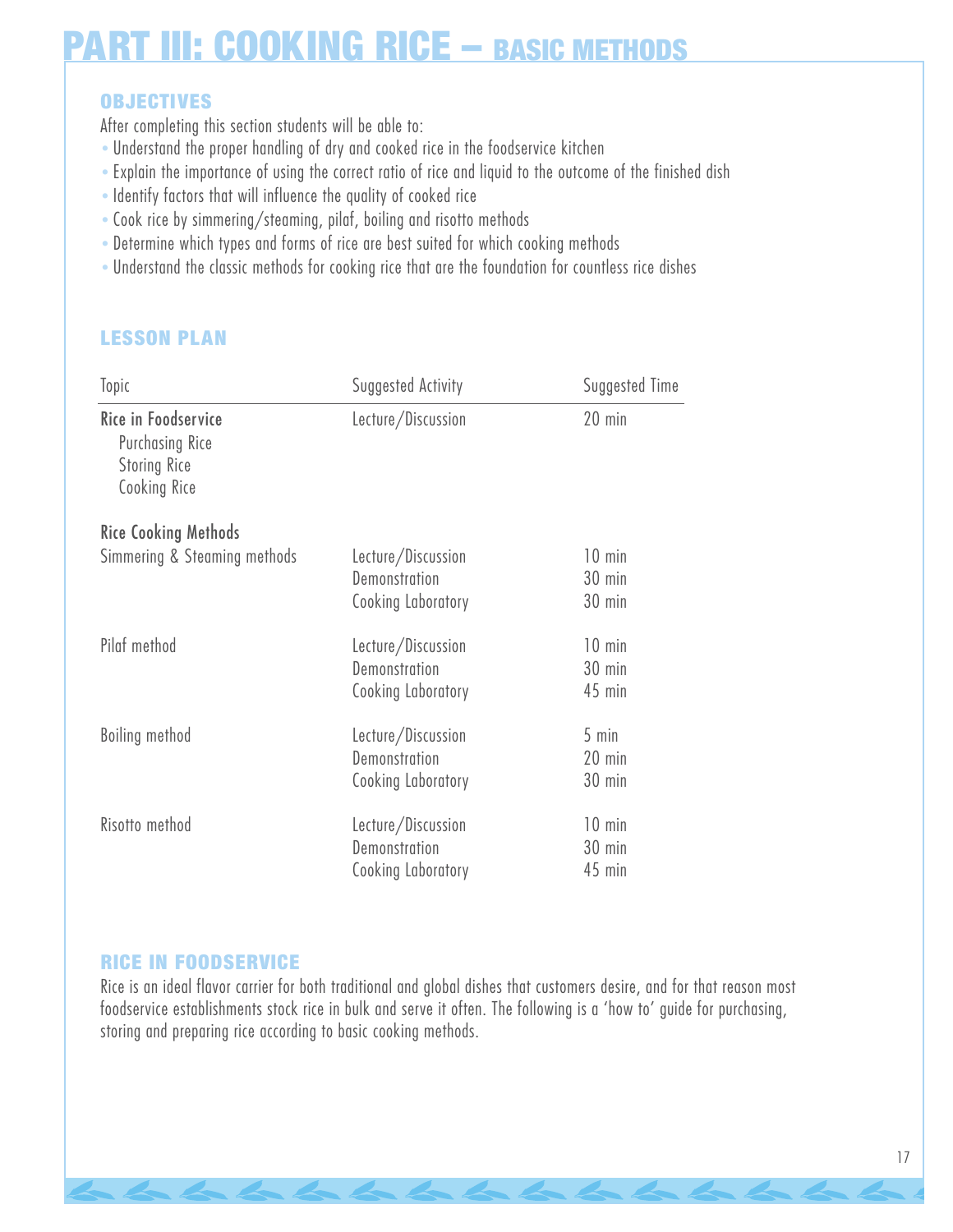# PART III: COOKING RICE – BASIC METHODS

## OBJECTIVES

After completing this section students will be able to:

- Understand the proper handling of dry and cooked rice in the foodservice kitchen
- Explain the importance of using the correct ratio of rice and liquid to the outcome of the finished dish
- Identify factors that will influence the quality of cooked rice
- Cook rice by simmering/steaming, pilaf, boiling and risotto methods
- Determine which types and forms of rice are best suited for which cooking methods
- Understand the classic methods for cooking rice that are the foundation for countless rice dishes

## LESSON PLAN

| Topic | Suggested Activity | Suggested Time |
|---|---|---|
| **Rice in Foodservice** | Lecture/Discussion | 20 min |
| Purchasing Rice | | |
| Storing Rice | | |
| Cooking Rice | | |
| **Rice Cooking Methods** | | |
| Simmering & Steaming methods | Lecture/Discussion | 10 min |
| | Demonstration | 30 min |
| | Cooking Laboratory | 30 min |
| Pilaf method | Lecture/Discussion | 10 min |
| | Demonstration | 30 min |
| | Cooking Laboratory | 45 min |
| Boiling method | Lecture/Discussion | 5 min |
| | Demonstration | 20 min |
| | Cooking Laboratory | 30 min |
| Risotto method | Lecture/Discussion | 10 min |
| | Demonstration | 30 min |
| | Cooking Laboratory | 45 min |

## RICE IN FOODSERVICE

Rice is an ideal flavor carrier for both traditional and global dishes that customers desire, and for that reason most foodservice establishments stock rice in bulk and serve it often. The following is a 'how to' guide for purchasing, storing and preparing rice according to basic cooking methods.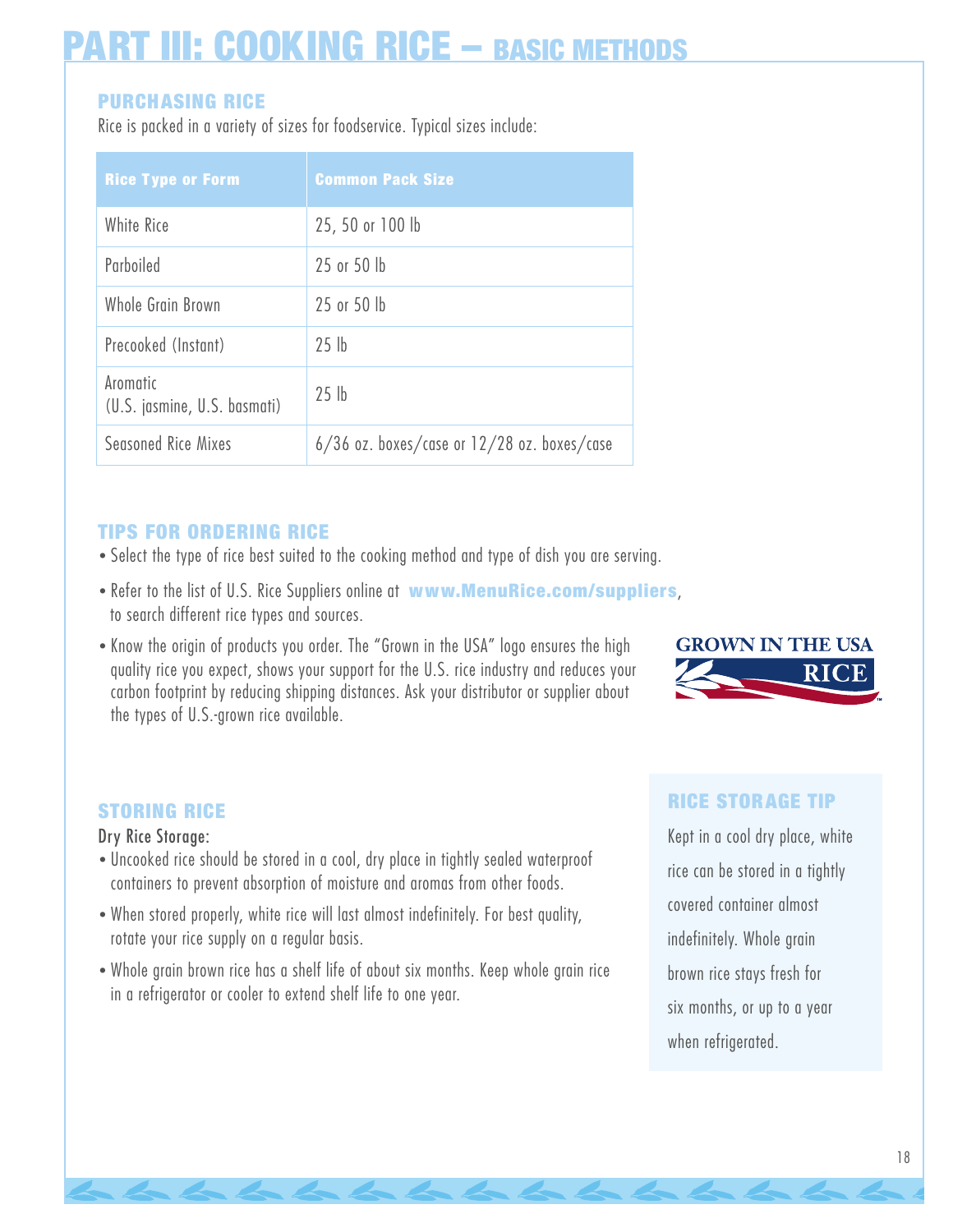# PART III: COOKING RICE – BASIC METHODS

## PURCHASING RICE

Rice is packed in a variety of sizes for foodservice. Typical sizes include:

| Rice Type or Form | Common Pack Size |
| --- | --- |
| White Rice | 25, 50 or 100 lb |
| Parboiled | 25 or 50 lb |
| Whole Grain Brown | 25 or 50 lb |
| Precooked (Instant) | 25 lb |
| Aromatic (U.S. jasmine, U.S. basmati) | 25 lb |
| Seasoned Rice Mixes | 6/36 oz. boxes/case or 12/28 oz. boxes/case |

## TIPS FOR ORDERING RICE

- Select the type of rice best suited to the cooking method and type of dish you are serving.
- Refer to the list of U.S. Rice Suppliers online at **www.MenuRice.com/suppliers**, to search different rice types and sources.
- Know the origin of products you order. The "Grown in the USA" logo ensures the high quality rice you expect, shows your support for the U.S. rice industry and reduces your carbon footprint by reducing shipping distances. Ask your distributor or supplier about the types of U.S.-grown rice available.

GROWN IN THE USA RICE

## STORING RICE

Dry Rice Storage:

- Uncooked rice should be stored in a cool, dry place in tightly sealed waterproof containers to prevent absorption of moisture and aromas from other foods.
- When stored properly, white rice will last almost indefinitely. For best quality, rotate your rice supply on a regular basis.
- Whole grain brown rice has a shelf life of about six months. Keep whole grain rice in a refrigerator or cooler to extend shelf life to one year.

### RICE STORAGE TIP

Kept in a cool dry place, white rice can be stored in a tightly covered container almost indefinitely. Whole grain brown rice stays fresh for six months, or up to a year when refrigerated.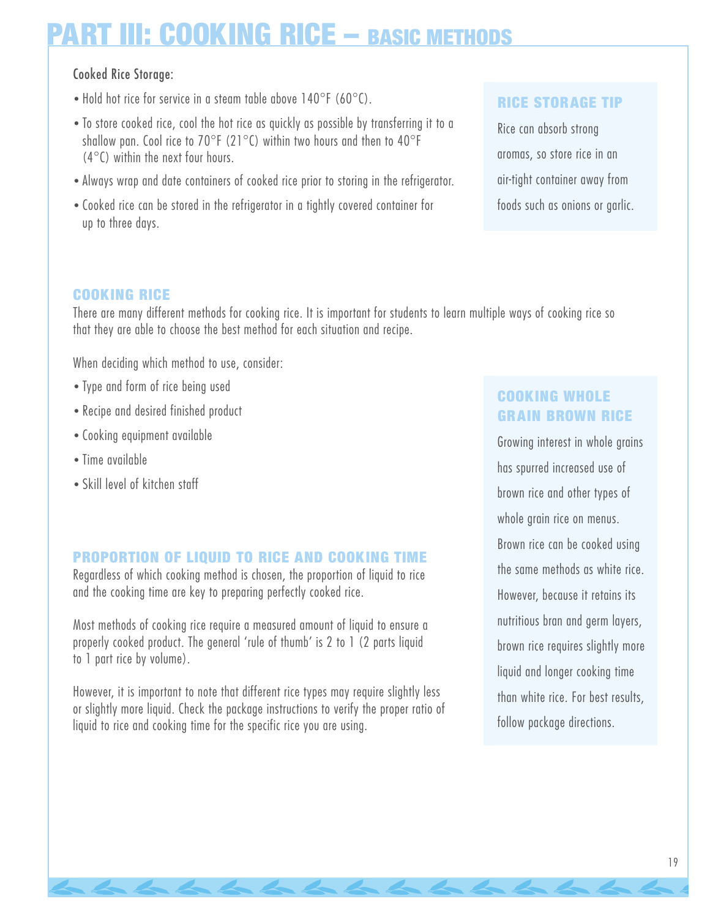# PART III: COOKING RICE – BASIC METHODS

Cooked Rice Storage:

- Hold hot rice for service in a steam table above 140°F (60°C).
- To store cooked rice, cool the hot rice as quickly as possible by transferring it to a shallow pan. Cool rice to 70°F (21°C) within two hours and then to 40°F (4°C) within the next four hours.
- Always wrap and date containers of cooked rice prior to storing in the refrigerator.
- Cooked rice can be stored in the refrigerator in a tightly covered container for up to three days.

### RICE STORAGE TIP

Rice can absorb strong aromas, so store rice in an air-tight container away from foods such as onions or garlic.

## COOKING RICE

There are many different methods for cooking rice. It is important for students to learn multiple ways of cooking rice so that they are able to choose the best method for each situation and recipe.

When deciding which method to use, consider:

- Type and form of rice being used
- Recipe and desired finished product
- Cooking equipment available
- Time available
- Skill level of kitchen staff

## PROPORTION OF LIQUID TO RICE AND COOKING TIME

Regardless of which cooking method is chosen, the proportion of liquid to rice and the cooking time are key to preparing perfectly cooked rice.

Most methods of cooking rice require a measured amount of liquid to ensure a properly cooked product. The general 'rule of thumb' is 2 to 1 (2 parts liquid to 1 part rice by volume).

However, it is important to note that different rice types may require slightly less or slightly more liquid. Check the package instructions to verify the proper ratio of liquid to rice and cooking time for the specific rice you are using.

### COOKING WHOLE GRAIN BROWN RICE

Growing interest in whole grains has spurred increased use of brown rice and other types of whole grain rice on menus. Brown rice can be cooked using the same methods as white rice. However, because it retains its nutritious bran and germ layers, brown rice requires slightly more liquid and longer cooking time than white rice. For best results, follow package directions.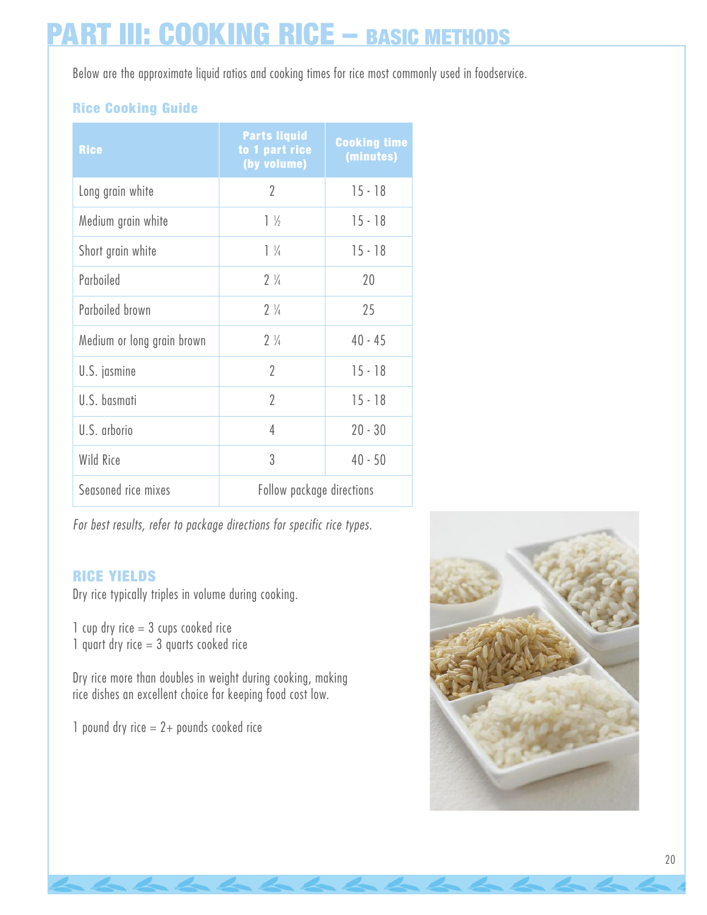# PART III: COOKING RICE – BASIC METHODS

Below are the approximate liquid ratios and cooking times for rice most commonly used in foodservice.

### Rice Cooking Guide

| Rice | Parts liquid to 1 part rice (by volume) | Cooking time (minutes) |
|---|---|---|
| Long grain white | 2 | 15 - 18 |
| Medium grain white | 1 ½ | 15 - 18 |
| Short grain white | 1 ¼ | 15 - 18 |
| Parboiled | 2 ¼ | 20 |
| Parboiled brown | 2 ¼ | 25 |
| Medium or long grain brown | 2 ¼ | 40 - 45 |
| U.S. jasmine | 2 | 15 - 18 |
| U.S. basmati | 2 | 15 - 18 |
| U.S. arborio | 4 | 20 - 30 |
| Wild Rice | 3 | 40 - 50 |
| Seasoned rice mixes | Follow package directions | |

*For best results, refer to package directions for specific rice types.*

### RICE YIELDS

Dry rice typically triples in volume during cooking.

1 cup dry rice = 3 cups cooked rice
1 quart dry rice = 3 quarts cooked rice

Dry rice more than doubles in weight during cooking, making rice dishes an excellent choice for keeping food cost low.

1 pound dry rice = 2+ pounds cooked rice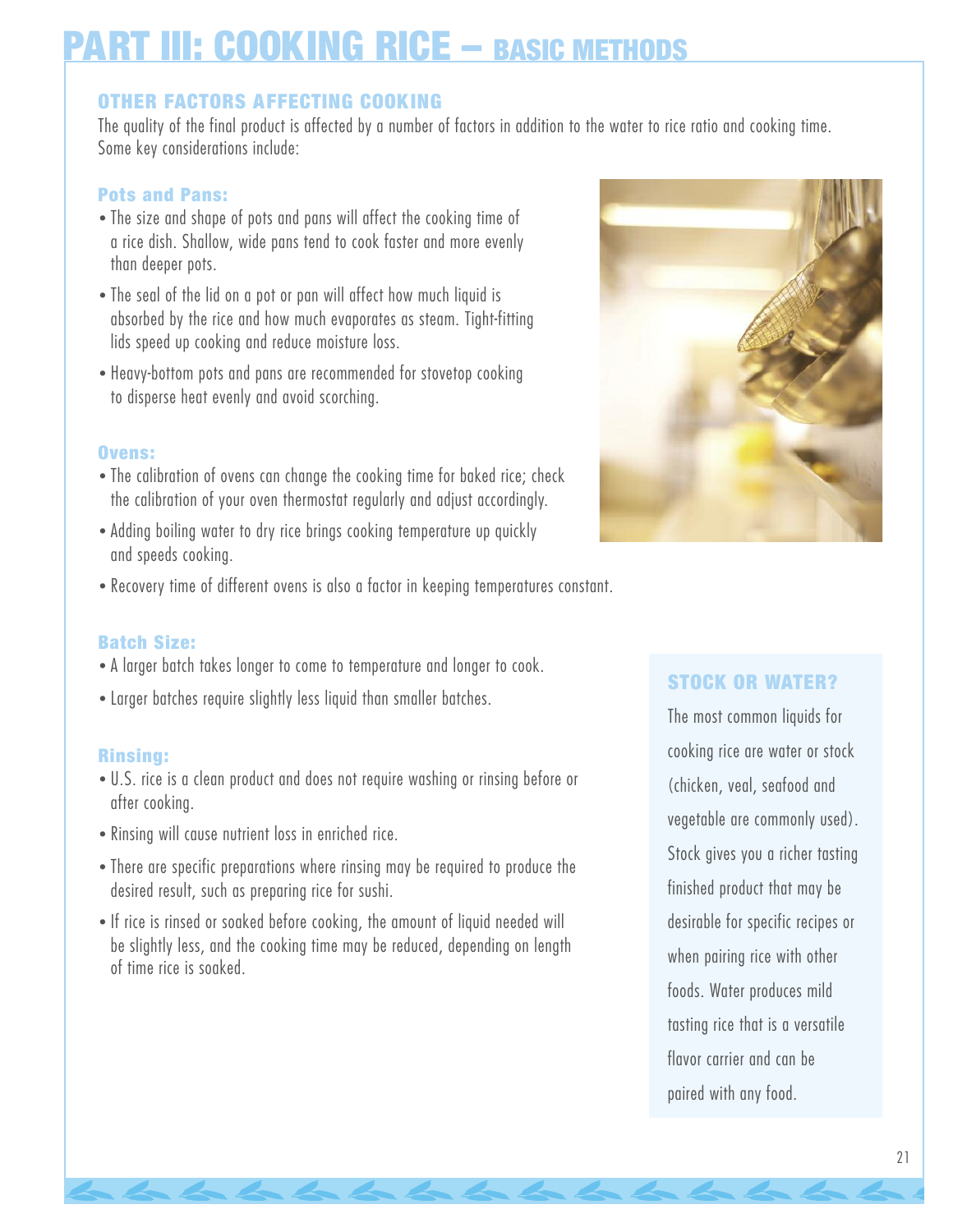# PART III: COOKING RICE – BASIC METHODS

## OTHER FACTORS AFFECTING COOKING

The quality of the final product is affected by a number of factors in addition to the water to rice ratio and cooking time. Some key considerations include:

### Pots and Pans:

- The size and shape of pots and pans will affect the cooking time of a rice dish. Shallow, wide pans tend to cook faster and more evenly than deeper pots.
- The seal of the lid on a pot or pan will affect how much liquid is absorbed by the rice and how much evaporates as steam. Tight-fitting lids speed up cooking and reduce moisture loss.
- Heavy-bottom pots and pans are recommended for stovetop cooking to disperse heat evenly and avoid scorching.

### Ovens:

- The calibration of ovens can change the cooking time for baked rice; check the calibration of your oven thermostat regularly and adjust accordingly.
- Adding boiling water to dry rice brings cooking temperature up quickly and speeds cooking.
- Recovery time of different ovens is also a factor in keeping temperatures constant.

### Batch Size:

- A larger batch takes longer to come to temperature and longer to cook.
- Larger batches require slightly less liquid than smaller batches.

### Rinsing:

- U.S. rice is a clean product and does not require washing or rinsing before or after cooking.
- Rinsing will cause nutrient loss in enriched rice.
- There are specific preparations where rinsing may be required to produce the desired result, such as preparing rice for sushi.
- If rice is rinsed or soaked before cooking, the amount of liquid needed will be slightly less, and the cooking time may be reduced, depending on length of time rice is soaked.

### STOCK OR WATER?

The most common liquids for cooking rice are water or stock (chicken, veal, seafood and vegetable are commonly used). Stock gives you a richer tasting finished product that may be desirable for specific recipes or when pairing rice with other foods. Water produces mild tasting rice that is a versatile flavor carrier and can be paired with any food.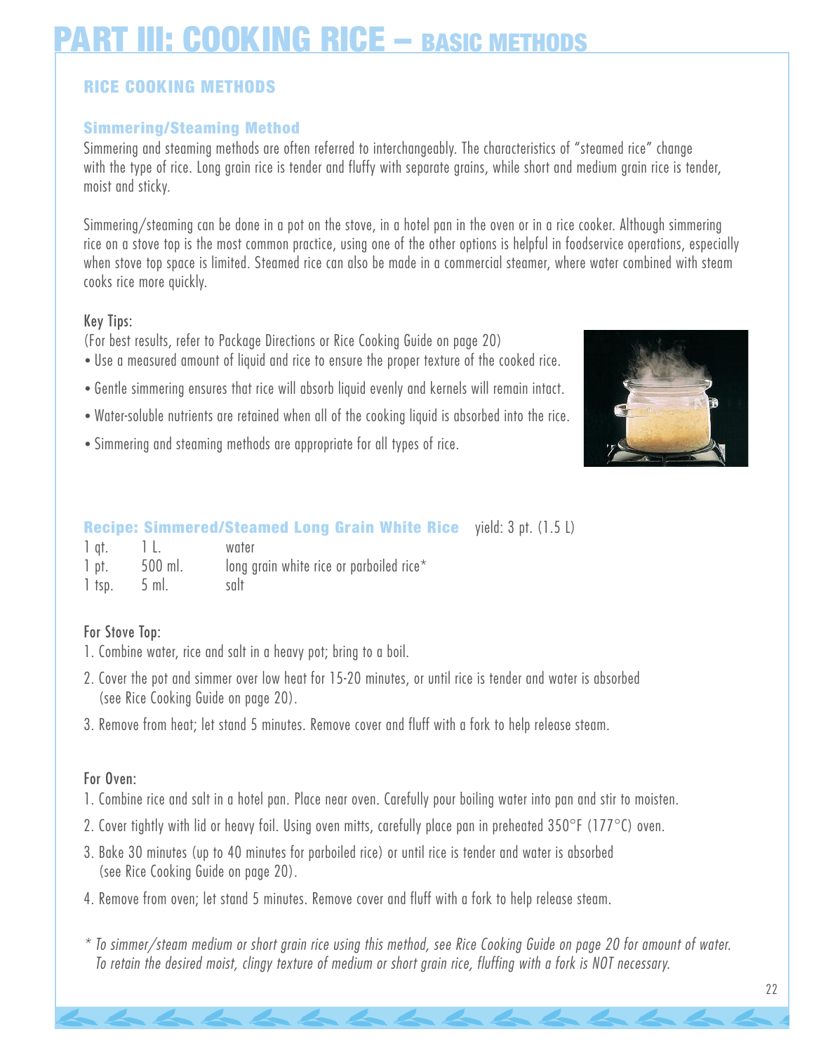# PART III: COOKING RICE – BASIC METHODS

## RICE COOKING METHODS

### Simmering/Steaming Method

Simmering and steaming methods are often referred to interchangeably. The characteristics of "steamed rice" change with the type of rice. Long grain rice is tender and fluffy with separate grains, while short and medium grain rice is tender, moist and sticky.

Simmering/steaming can be done in a pot on the stove, in a hotel pan in the oven or in a rice cooker. Although simmering rice on a stove top is the most common practice, using one of the other options is helpful in foodservice operations, especially when stove top space is limited. Steamed rice can also be made in a commercial steamer, where water combined with steam cooks rice more quickly.

Key Tips:

(For best results, refer to Package Directions or Rice Cooking Guide on page 20)

- Use a measured amount of liquid and rice to ensure the proper texture of the cooked rice.
- Gentle simmering ensures that rice will absorb liquid evenly and kernels will remain intact.
- Water-soluble nutrients are retained when all of the cooking liquid is absorbed into the rice.
- Simmering and steaming methods are appropriate for all types of rice.

### Recipe: Simmered/Steamed Long Grain White Rice

yield: 3 pt. (1.5 L)

| | | |
|---|---|---|
| 1 qt. | 1 L. | water |
| 1 pt. | 500 ml. | long grain white rice or parboiled rice* |
| 1 tsp. | 5 ml. | salt |

For Stove Top:

1. Combine water, rice and salt in a heavy pot; bring to a boil.
2. Cover the pot and simmer over low heat for 15-20 minutes, or until rice is tender and water is absorbed (see Rice Cooking Guide on page 20).
3. Remove from heat; let stand 5 minutes. Remove cover and fluff with a fork to help release steam.

For Oven:

1. Combine rice and salt in a hotel pan. Place near oven. Carefully pour boiling water into pan and stir to moisten.
2. Cover tightly with lid or heavy foil. Using oven mitts, carefully place pan in preheated 350°F (177°C) oven.
3. Bake 30 minutes (up to 40 minutes for parboiled rice) or until rice is tender and water is absorbed (see Rice Cooking Guide on page 20).
4. Remove from oven; let stand 5 minutes. Remove cover and fluff with a fork to help release steam.

*\* To simmer/steam medium or short grain rice using this method, see Rice Cooking Guide on page 20 for amount of water. To retain the desired moist, clingy texture of medium or short grain rice, fluffing with a fork is NOT necessary.*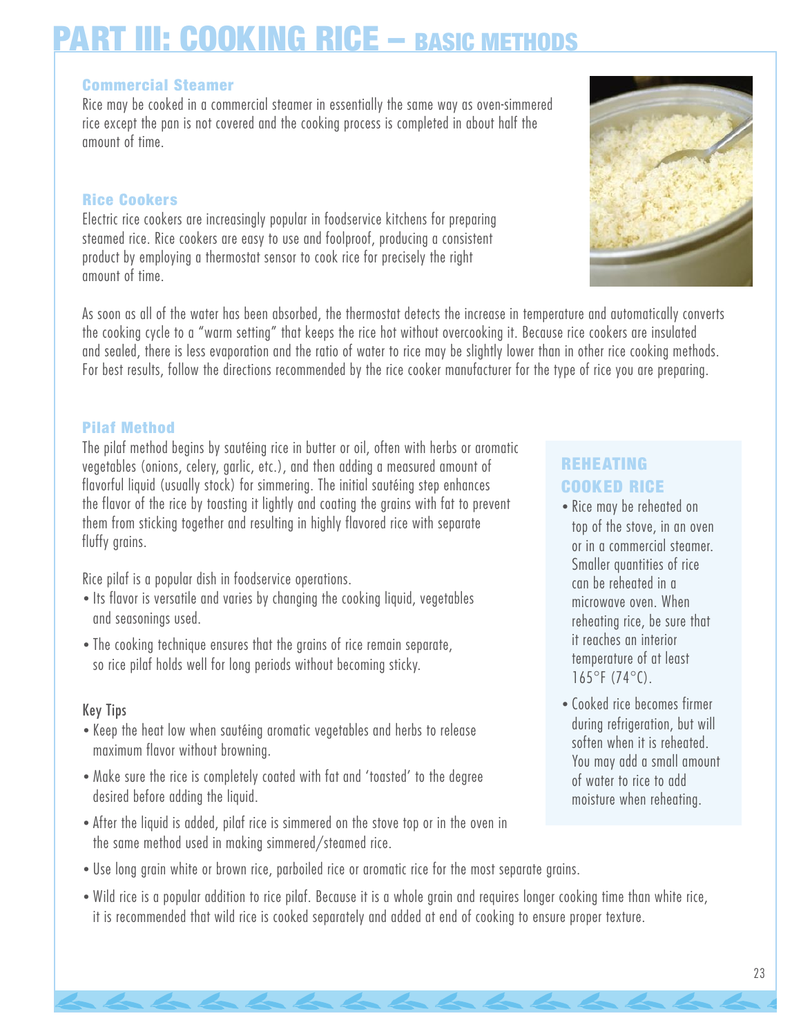# PART III: COOKING RICE – BASIC METHODS

### Commercial Steamer

Rice may be cooked in a commercial steamer in essentially the same way as oven-simmered rice except the pan is not covered and the cooking process is completed in about half the amount of time.

### Rice Cookers

Electric rice cookers are increasingly popular in foodservice kitchens for preparing steamed rice. Rice cookers are easy to use and foolproof, producing a consistent product by employing a thermostat sensor to cook rice for precisely the right amount of time.

As soon as all of the water has been absorbed, the thermostat detects the increase in temperature and automatically converts the cooking cycle to a "warm setting" that keeps the rice hot without overcooking it. Because rice cookers are insulated and sealed, there is less evaporation and the ratio of water to rice may be slightly lower than in other rice cooking methods. For best results, follow the directions recommended by the rice cooker manufacturer for the type of rice you are preparing.

### Pilaf Method

The pilaf method begins by sautéing rice in butter or oil, often with herbs or aromatic vegetables (onions, celery, garlic, etc.), and then adding a measured amount of flavorful liquid (usually stock) for simmering. The initial sautéing step enhances the flavor of the rice by toasting it lightly and coating the grains with fat to prevent them from sticking together and resulting in highly flavored rice with separate fluffy grains.

Rice pilaf is a popular dish in foodservice operations.

- Its flavor is versatile and varies by changing the cooking liquid, vegetables and seasonings used.
- The cooking technique ensures that the grains of rice remain separate, so rice pilaf holds well for long periods without becoming sticky.

Key Tips

- Keep the heat low when sautéing aromatic vegetables and herbs to release maximum flavor without browning.
- Make sure the rice is completely coated with fat and 'toasted' to the degree desired before adding the liquid.
- After the liquid is added, pilaf rice is simmered on the stove top or in the oven in the same method used in making simmered/steamed rice.
- Use long grain white or brown rice, parboiled rice or aromatic rice for the most separate grains.
- Wild rice is a popular addition to rice pilaf. Because it is a whole grain and requires longer cooking time than white rice, it is recommended that wild rice is cooked separately and added at end of cooking to ensure proper texture.

### REHEATING COOKED RICE

- Rice may be reheated on top of the stove, in an oven or in a commercial steamer. Smaller quantities of rice can be reheated in a microwave oven. When reheating rice, be sure that it reaches an interior temperature of at least 165°F (74°C).
- Cooked rice becomes firmer during refrigeration, but will soften when it is reheated. You may add a small amount of water to rice to add moisture when reheating.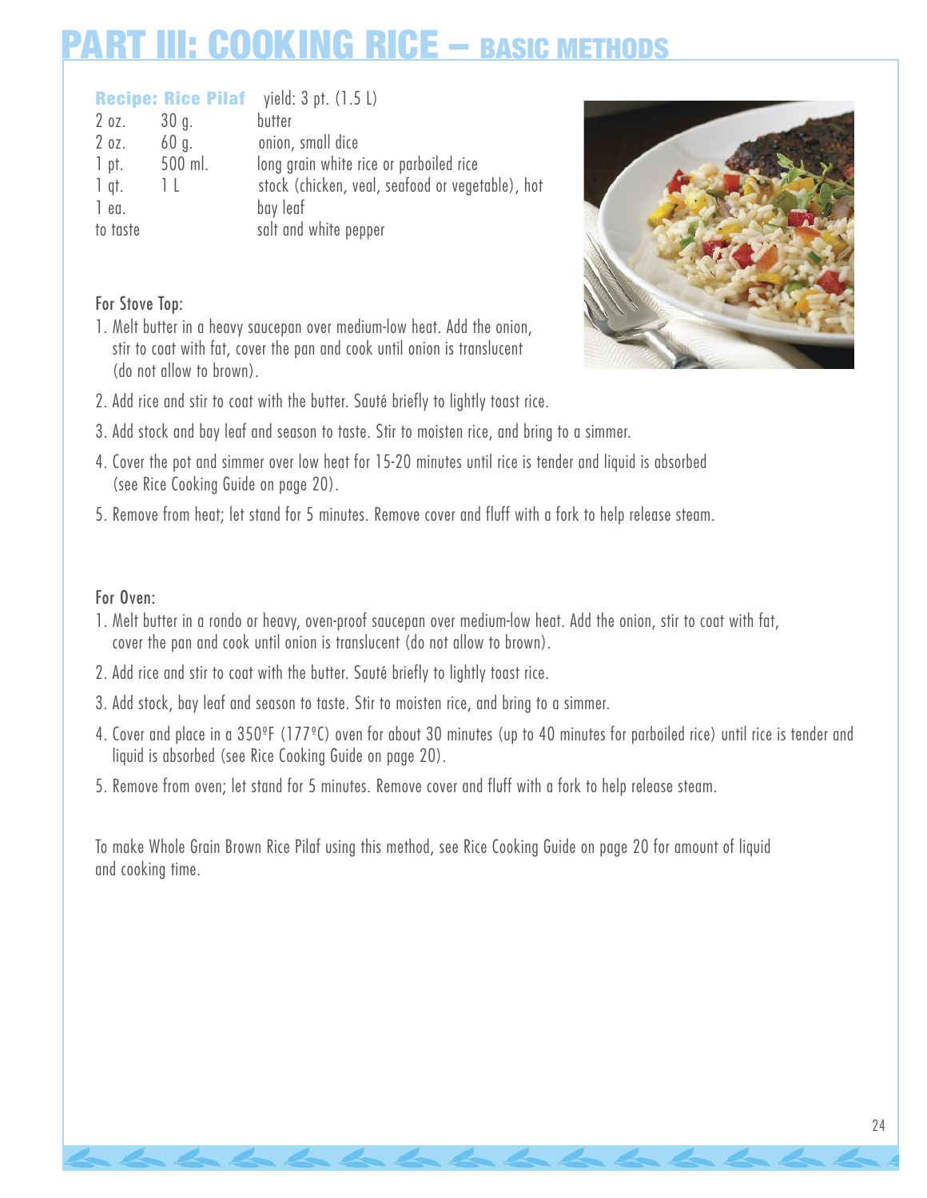# PART III: COOKING RICE – BASIC METHODS

**Recipe: Rice Pilaf** yield: 3 pt. (1.5 L)

| | | |
|---|---|---|
| 2 oz. | 30 g. | butter |
| 2 oz. | 60 g. | onion, small dice |
| 1 pt. | 500 ml. | long grain white rice or parboiled rice |
| 1 qt. | 1 L | stock (chicken, veal, seafood or vegetable), hot |
| 1 ea. | | bay leaf |
| to taste | | salt and white pepper |

For Stove Top:

1. Melt butter in a heavy saucepan over medium-low heat. Add the onion, stir to coat with fat, cover the pan and cook until onion is translucent (do not allow to brown).
2. Add rice and stir to coat with the butter. Sauté briefly to lightly toast rice.
3. Add stock and bay leaf and season to taste. Stir to moisten rice, and bring to a simmer.
4. Cover the pot and simmer over low heat for 15-20 minutes until rice is tender and liquid is absorbed (see Rice Cooking Guide on page 20).
5. Remove from heat; let stand for 5 minutes. Remove cover and fluff with a fork to help release steam.

For Oven:

1. Melt butter in a rondo or heavy, oven-proof saucepan over medium-low heat. Add the onion, stir to coat with fat, cover the pan and cook until onion is translucent (do not allow to brown).
2. Add rice and stir to coat with the butter. Sauté briefly to lightly toast rice.
3. Add stock, bay leaf and season to taste. Stir to moisten rice, and bring to a simmer.
4. Cover and place in a 350ºF (177ºC) oven for about 30 minutes (up to 40 minutes for parboiled rice) until rice is tender and liquid is absorbed (see Rice Cooking Guide on page 20).
5. Remove from oven; let stand for 5 minutes. Remove cover and fluff with a fork to help release steam.

To make Whole Grain Brown Rice Pilaf using this method, see Rice Cooking Guide on page 20 for amount of liquid and cooking time.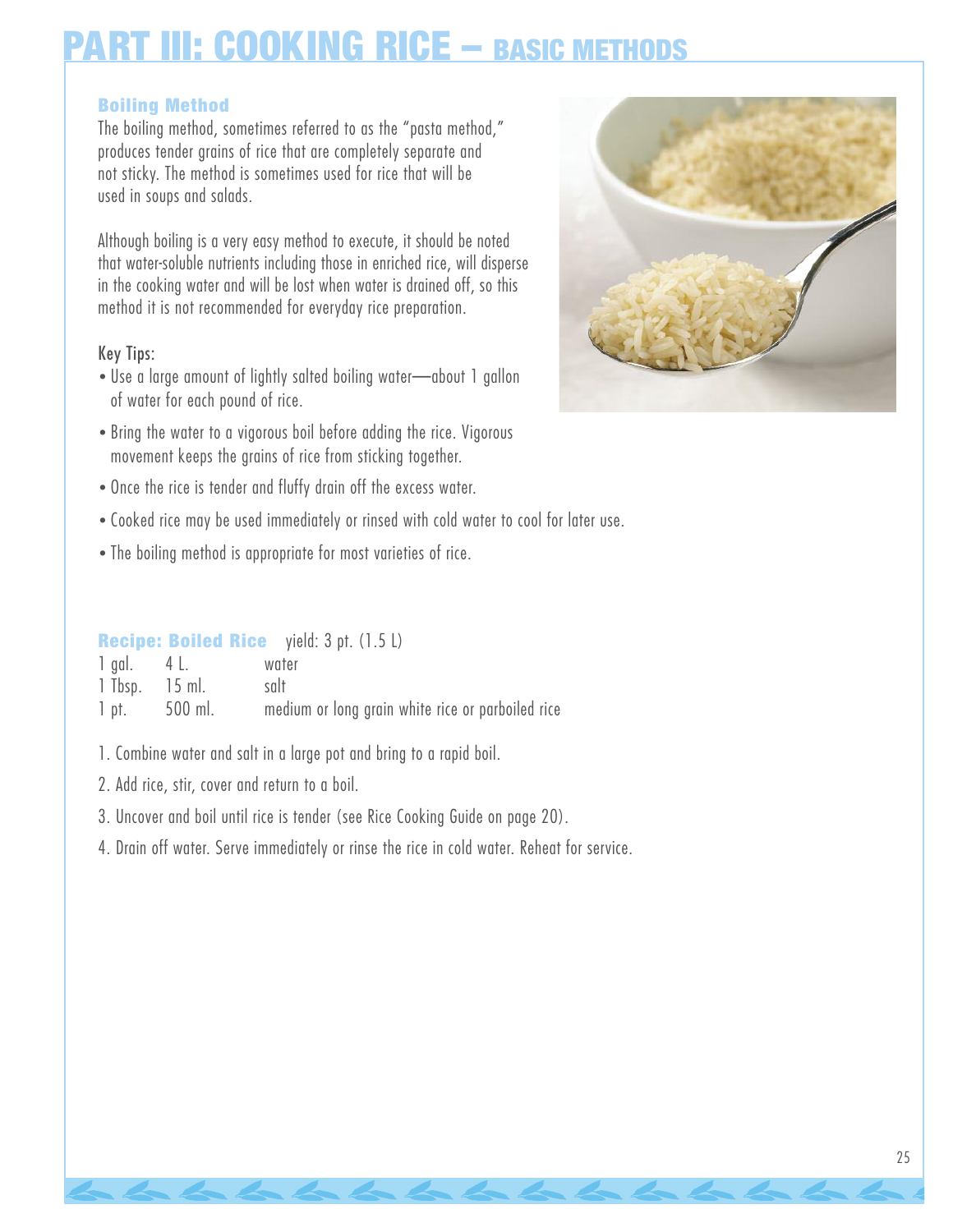# PART III: COOKING RICE – BASIC METHODS

### Boiling Method

The boiling method, sometimes referred to as the "pasta method," produces tender grains of rice that are completely separate and not sticky. The method is sometimes used for rice that will be used in soups and salads.

Although boiling is a very easy method to execute, it should be noted that water-soluble nutrients including those in enriched rice, will disperse in the cooking water and will be lost when water is drained off, so this method it is not recommended for everyday rice preparation.

Key Tips:

- Use a large amount of lightly salted boiling water—about 1 gallon of water for each pound of rice.
- Bring the water to a vigorous boil before adding the rice. Vigorous movement keeps the grains of rice from sticking together.
- Once the rice is tender and fluffy drain off the excess water.
- Cooked rice may be used immediately or rinsed with cold water to cool for later use.
- The boiling method is appropriate for most varieties of rice.

### Recipe: Boiled Rice

yield: 3 pt. (1.5 L)

| | | |
|---|---|---|
| 1 gal. | 4 L. | water |
| 1 Tbsp. | 15 ml. | salt |
| 1 pt. | 500 ml. | medium or long grain white rice or parboiled rice |

1. Combine water and salt in a large pot and bring to a rapid boil.
2. Add rice, stir, cover and return to a boil.
3. Uncover and boil until rice is tender (see Rice Cooking Guide on page 20).
4. Drain off water. Serve immediately or rinse the rice in cold water. Reheat for service.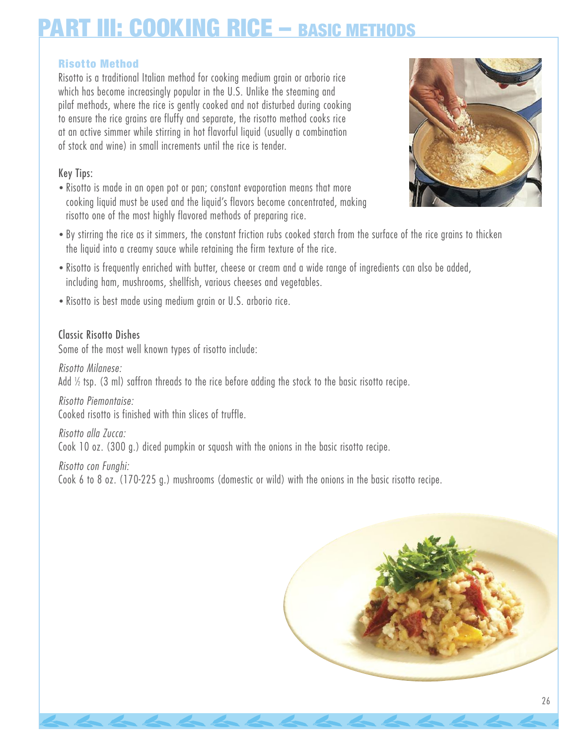# PART III: COOKING RICE – BASIC METHODS

## Risotto Method

Risotto is a traditional Italian method for cooking medium grain or arborio rice which has become increasingly popular in the U.S. Unlike the steaming and pilaf methods, where the rice is gently cooked and not disturbed during cooking to ensure the rice grains are fluffy and separate, the risotto method cooks rice at an active simmer while stirring in hot flavorful liquid (usually a combination of stock and wine) in small increments until the rice is tender.

### Key Tips:

- Risotto is made in an open pot or pan; constant evaporation means that more cooking liquid must be used and the liquid's flavors become concentrated, making risotto one of the most highly flavored methods of preparing rice.
- By stirring the rice as it simmers, the constant friction rubs cooked starch from the surface of the rice grains to thicken the liquid into a creamy sauce while retaining the firm texture of the rice.
- Risotto is frequently enriched with butter, cheese or cream and a wide range of ingredients can also be added, including ham, mushrooms, shellfish, various cheeses and vegetables.
- Risotto is best made using medium grain or U.S. arborio rice.

### Classic Risotto Dishes

Some of the most well known types of risotto include:

*Risotto Milanese:*
Add ½ tsp. (3 ml) saffron threads to the rice before adding the stock to the basic risotto recipe.

*Risotto Piemontaise:*
Cooked risotto is finished with thin slices of truffle.

*Risotto alla Zucca:*
Cook 10 oz. (300 g.) diced pumpkin or squash with the onions in the basic risotto recipe.

*Risotto con Funghi:*
Cook 6 to 8 oz. (170-225 g.) mushrooms (domestic or wild) with the onions in the basic risotto recipe.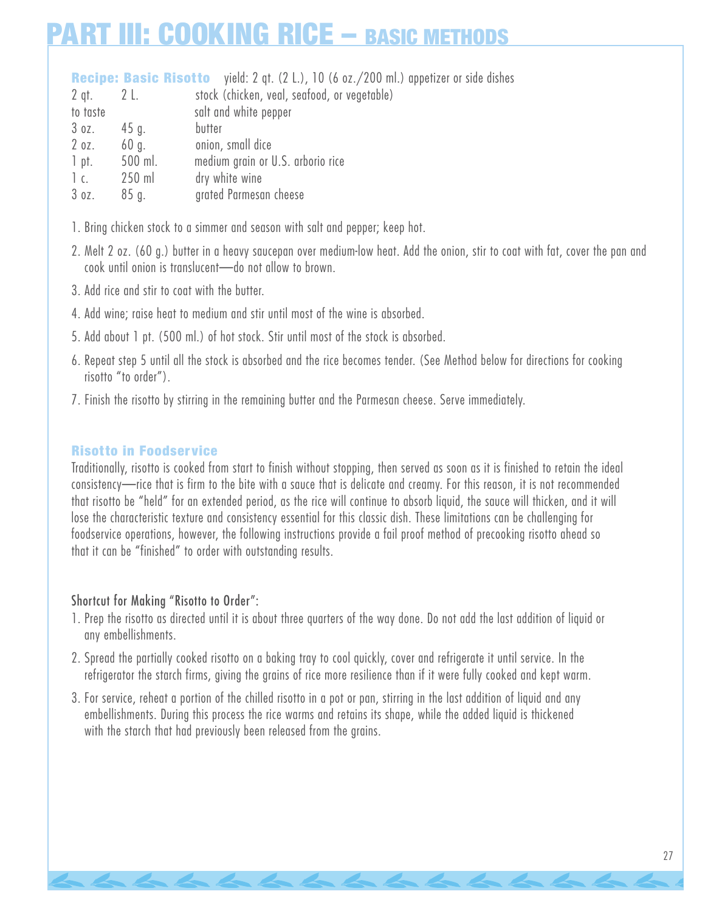# PART III: COOKING RICE – BASIC METHODS

**Recipe: Basic Risotto** yield: 2 qt. (2 L.), 10 (6 oz./200 ml.) appetizer or side dishes

| | | |
|---|---|---|
| 2 qt. | 2 L. | stock (chicken, veal, seafood, or vegetable) |
| to taste | | salt and white pepper |
| 3 oz. | 45 g. | butter |
| 2 oz. | 60 g. | onion, small dice |
| 1 pt. | 500 ml. | medium grain or U.S. arborio rice |
| 1 c. | 250 ml | dry white wine |
| 3 oz. | 85 g. | grated Parmesan cheese |

1. Bring chicken stock to a simmer and season with salt and pepper; keep hot.
2. Melt 2 oz. (60 g.) butter in a heavy saucepan over medium-low heat. Add the onion, stir to coat with fat, cover the pan and cook until onion is translucent—do not allow to brown.
3. Add rice and stir to coat with the butter.
4. Add wine; raise heat to medium and stir until most of the wine is absorbed.
5. Add about 1 pt. (500 ml.) of hot stock. Stir until most of the stock is absorbed.
6. Repeat step 5 until all the stock is absorbed and the rice becomes tender. (See Method below for directions for cooking risotto "to order").
7. Finish the risotto by stirring in the remaining butter and the Parmesan cheese. Serve immediately.

## Risotto in Foodservice

Traditionally, risotto is cooked from start to finish without stopping, then served as soon as it is finished to retain the ideal consistency—rice that is firm to the bite with a sauce that is delicate and creamy. For this reason, it is not recommended that risotto be "held" for an extended period, as the rice will continue to absorb liquid, the sauce will thicken, and it will lose the characteristic texture and consistency essential for this classic dish. These limitations can be challenging for foodservice operations, however, the following instructions provide a fail proof method of precooking risotto ahead so that it can be "finished" to order with outstanding results.

### Shortcut for Making "Risotto to Order":

1. Prep the risotto as directed until it is about three quarters of the way done. Do not add the last addition of liquid or any embellishments.
2. Spread the partially cooked risotto on a baking tray to cool quickly, cover and refrigerate it until service. In the refrigerator the starch firms, giving the grains of rice more resilience than if it were fully cooked and kept warm.
3. For service, reheat a portion of the chilled risotto in a pot or pan, stirring in the last addition of liquid and any embellishments. During this process the rice warms and retains its shape, while the added liquid is thickened with the starch that had previously been released from the grains.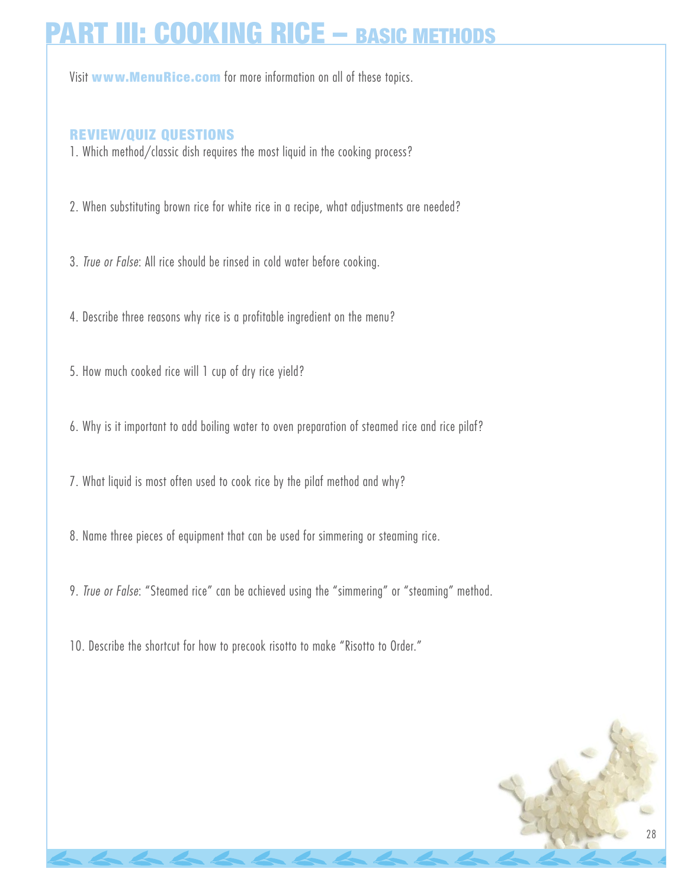# PART III: COOKING RICE – BASIC METHODS

Visit **www.MenuRice.com** for more information on all of these topics.

## REVIEW/QUIZ QUESTIONS

1. Which method/classic dish requires the most liquid in the cooking process?

2. When substituting brown rice for white rice in a recipe, what adjustments are needed?

3. *True or False*: All rice should be rinsed in cold water before cooking.

4. Describe three reasons why rice is a profitable ingredient on the menu?

5. How much cooked rice will 1 cup of dry rice yield?

6. Why is it important to add boiling water to oven preparation of steamed rice and rice pilaf?

7. What liquid is most often used to cook rice by the pilaf method and why?

8. Name three pieces of equipment that can be used for simmering or steaming rice.

9. *True or False*: "Steamed rice" can be achieved using the "simmering" or "steaming" method.

10. Describe the shortcut for how to precook risotto to make "Risotto to Order."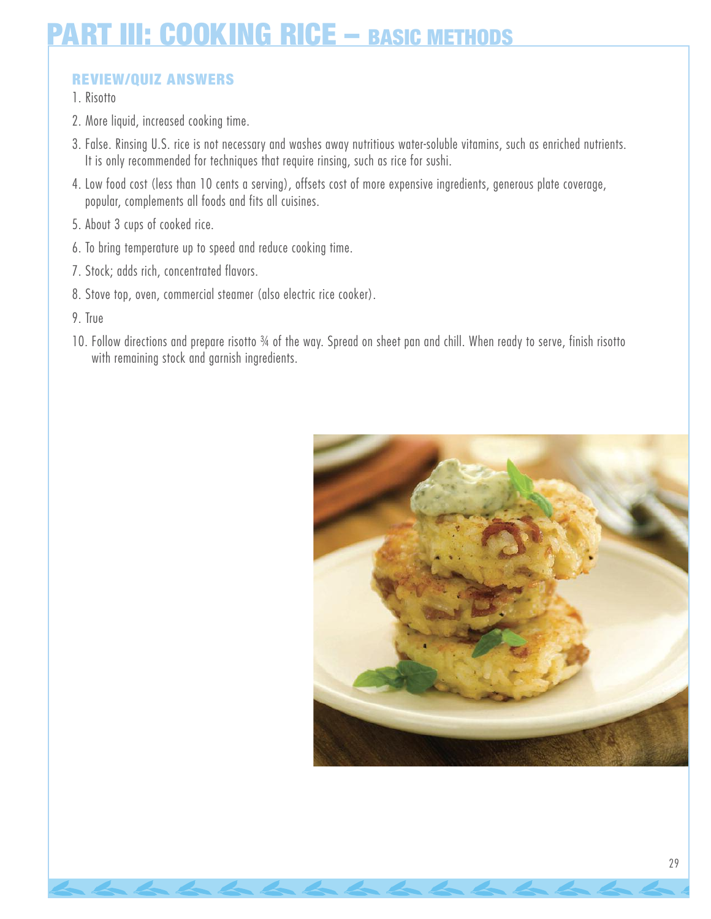# PART III: COOKING RICE – BASIC METHODS

## REVIEW/QUIZ ANSWERS

1. Risotto
2. More liquid, increased cooking time.
3. False. Rinsing U.S. rice is not necessary and washes away nutritious water-soluble vitamins, such as enriched nutrients. It is only recommended for techniques that require rinsing, such as rice for sushi.
4. Low food cost (less than 10 cents a serving), offsets cost of more expensive ingredients, generous plate coverage, popular, complements all foods and fits all cuisines.
5. About 3 cups of cooked rice.
6. To bring temperature up to speed and reduce cooking time.
7. Stock; adds rich, concentrated flavors.
8. Stove top, oven, commercial steamer (also electric rice cooker).
9. True
10. Follow directions and prepare risotto ¾ of the way. Spread on sheet pan and chill. When ready to serve, finish risotto with remaining stock and garnish ingredients.